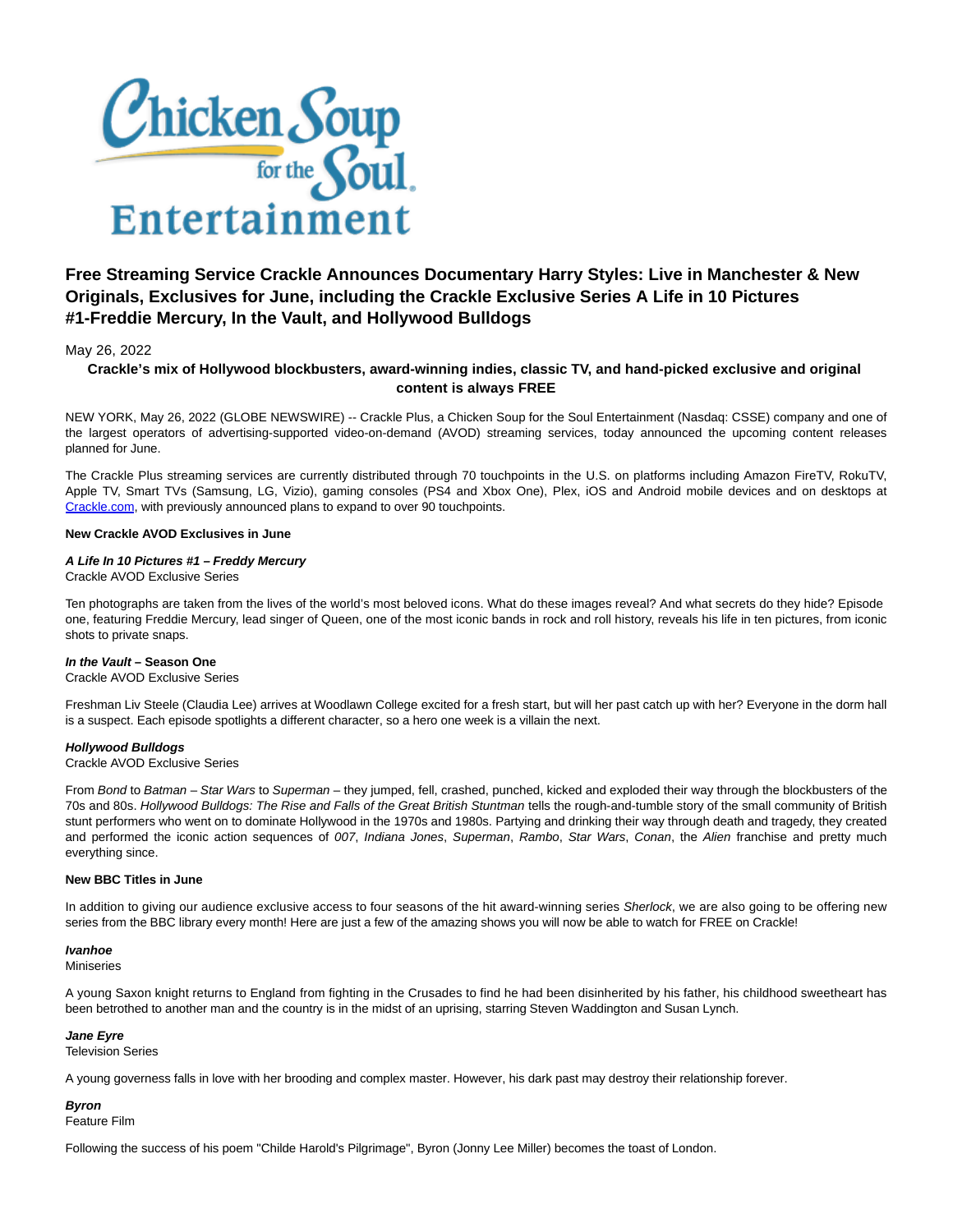# Free Streaming Service Crackle Announces Documentary Harry Styles: Live in Manchester & New Originals, Exclusives for June, including the Crackle Exclusive Series A Life in 10 Pictures #1-Freddie Mercury, In the Vault, and Hollywood Bulldogs

May 26, 2022

**Crackle's mix of Hollywood blockbusters, award-winning indies, classic TV, and hand-picked exclusive and original content is always FREE**

NEW YORK, May 26, 2022 (GLOBE NEWSWIRE) -- Crackle Plus, a Chicken Soup for the Soul Entertainment (Nasdaq: CSSE) company and one of the largest operators of advertising-supported video-on-demand (AVOD) streaming services, today announced the upcoming content releases planned for June.

The Crackle Plus streaming services are currently distributed through 70 touchpoints in the U.S. on platforms including Amazon FireTV, RokuTV, Apple TV, Smart TVs (Samsung, LG, Vizio), gaming consoles (PS4 and Xbox One), Plex, iOS and Android mobile devices and on desktops at Crackle.com, with previously announced plans to expand to over 90 touchpoints.

**New Crackle AVOD Exclusives in June**

***A Life In 10 Pictures #1 – Freddy Mercury***
Crackle AVOD Exclusive Series

Ten photographs are taken from the lives of the world's most beloved icons. What do these images reveal? And what secrets do they hide? Episode one, featuring Freddie Mercury, lead singer of Queen, one of the most iconic bands in rock and roll history, reveals his life in ten pictures, from iconic shots to private snaps.

***In the Vault* – Season One**
Crackle AVOD Exclusive Series

Freshman Liv Steele (Claudia Lee) arrives at Woodlawn College excited for a fresh start, but will her past catch up with her? Everyone in the dorm hall is a suspect. Each episode spotlights a different character, so a hero one week is a villain the next.

***Hollywood Bulldogs***
Crackle AVOD Exclusive Series

From *Bond* to *Batman – Star Wars* to *Superman* – they jumped, fell, crashed, punched, kicked and exploded their way through the blockbusters of the 70s and 80s. *Hollywood Bulldogs: The Rise and Falls of the Great British Stuntman* tells the rough-and-tumble story of the small community of British stunt performers who went on to dominate Hollywood in the 1970s and 1980s. Partying and drinking their way through death and tragedy, they created and performed the iconic action sequences of *007*, *Indiana Jones*, *Superman*, *Rambo*, *Star Wars*, *Conan*, the *Alien* franchise and pretty much everything since.

**New BBC Titles in June**

In addition to giving our audience exclusive access to four seasons of the hit award-winning series *Sherlock*, we are also going to be offering new series from the BBC library every month! Here are just a few of the amazing shows you will now be able to watch for FREE on Crackle!

***Ivanhoe***
Miniseries

A young Saxon knight returns to England from fighting in the Crusades to find he had been disinherited by his father, his childhood sweetheart has been betrothed to another man and the country is in the midst of an uprising, starring Steven Waddington and Susan Lynch.

***Jane Eyre***
Television Series

A young governess falls in love with her brooding and complex master. However, his dark past may destroy their relationship forever.

***Byron***
Feature Film

Following the success of his poem "Childe Harold's Pilgrimage", Byron (Jonny Lee Miller) becomes the toast of London.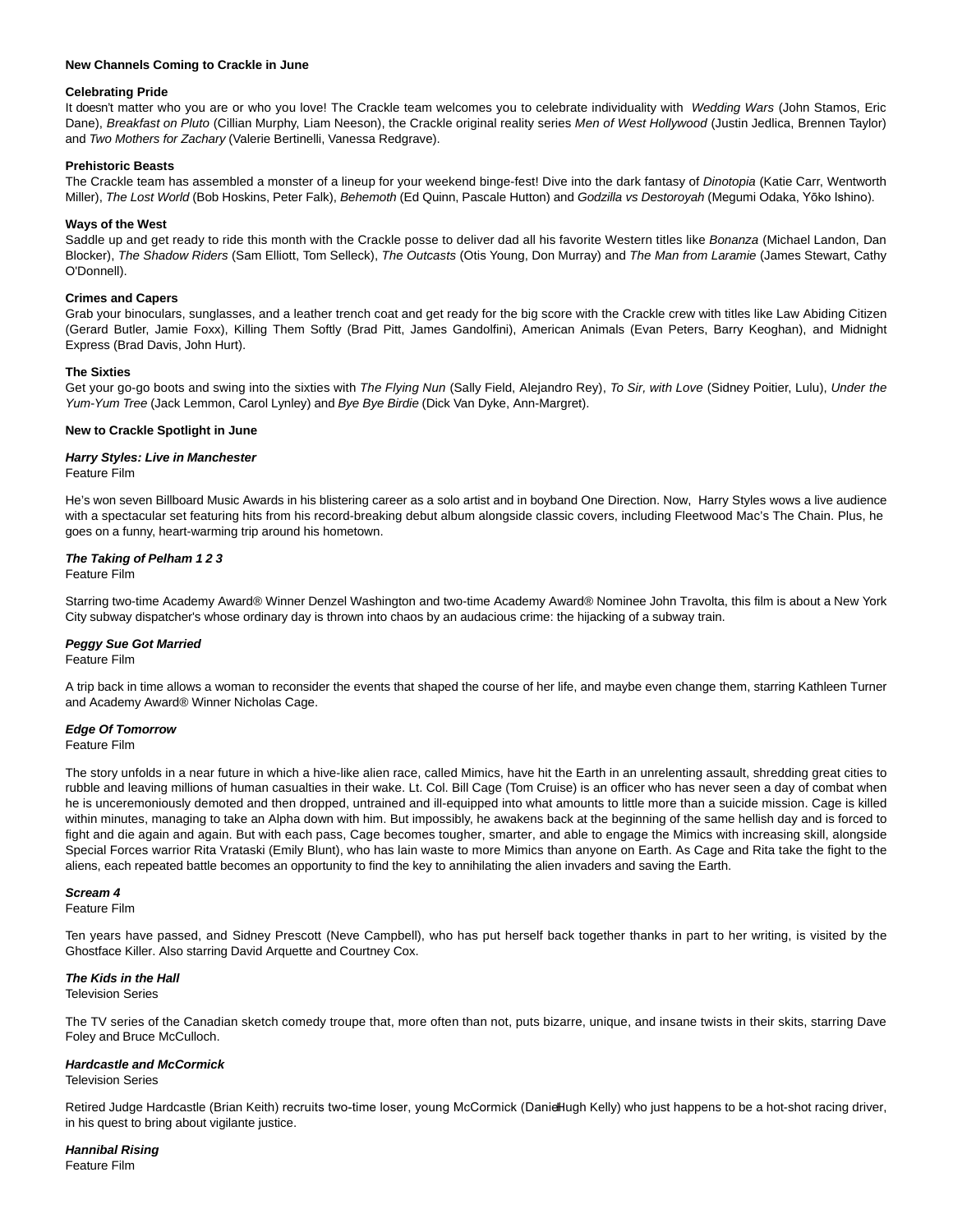**New Channels Coming to Crackle in June**

**Celebrating Pride**

It doesn't matter who you are or who you love! The Crackle team welcomes you to celebrate individuality with *Wedding Wars* (John Stamos, Eric Dane), *Breakfast on Pluto* (Cillian Murphy, Liam Neeson), the Crackle original reality series *Men of West Hollywood* (Justin Jedlica, Brennen Taylor) and *Two Mothers for Zachary* (Valerie Bertinelli, Vanessa Redgrave).

**Prehistoric Beasts**

The Crackle team has assembled a monster of a lineup for your weekend binge-fest! Dive into the dark fantasy of *Dinotopia* (Katie Carr, Wentworth Miller), *The Lost World* (Bob Hoskins, Peter Falk), *Behemoth* (Ed Quinn, Pascale Hutton) and *Godzilla vs Destoroyah* (Megumi Odaka, Yōko Ishino).

**Ways of the West**

Saddle up and get ready to ride this month with the Crackle posse to deliver dad all his favorite Western titles like *Bonanza* (Michael Landon, Dan Blocker), *The Shadow Riders* (Sam Elliott, Tom Selleck), *The Outcasts* (Otis Young, Don Murray) and *The Man from Laramie* (James Stewart, Cathy O'Donnell).

**Crimes and Capers**

Grab your binoculars, sunglasses, and a leather trench coat and get ready for the big score with the Crackle crew with titles like Law Abiding Citizen (Gerard Butler, Jamie Foxx), Killing Them Softly (Brad Pitt, James Gandolfini), American Animals (Evan Peters, Barry Keoghan), and Midnight Express (Brad Davis, John Hurt).

**The Sixties**

Get your go-go boots and swing into the sixties with *The Flying Nun* (Sally Field, Alejandro Rey), *To Sir, with Love* (Sidney Poitier, Lulu), *Under the Yum-Yum Tree* (Jack Lemmon, Carol Lynley) and *Bye Bye Birdie* (Dick Van Dyke, Ann-Margret).

**New to Crackle Spotlight in June**

***Harry Styles: Live in Manchester***
Feature Film

He's won seven Billboard Music Awards in his blistering career as a solo artist and in boyband One Direction. Now, Harry Styles wows a live audience with a spectacular set featuring hits from his record-breaking debut album alongside classic covers, including Fleetwood Mac's The Chain. Plus, he goes on a funny, heart-warming trip around his hometown.

***The Taking of Pelham 1 2 3***
Feature Film

Starring two-time Academy Award® Winner Denzel Washington and two-time Academy Award® Nominee John Travolta, this film is about a New York City subway dispatcher's whose ordinary day is thrown into chaos by an audacious crime: the hijacking of a subway train.

***Peggy Sue Got Married***
Feature Film

A trip back in time allows a woman to reconsider the events that shaped the course of her life, and maybe even change them, starring Kathleen Turner and Academy Award® Winner Nicholas Cage.

***Edge Of Tomorrow***
Feature Film

The story unfolds in a near future in which a hive-like alien race, called Mimics, have hit the Earth in an unrelenting assault, shredding great cities to rubble and leaving millions of human casualties in their wake. Lt. Col. Bill Cage (Tom Cruise) is an officer who has never seen a day of combat when he is unceremoniously demoted and then dropped, untrained and ill-equipped into what amounts to little more than a suicide mission. Cage is killed within minutes, managing to take an Alpha down with him. But impossibly, he awakens back at the beginning of the same hellish day and is forced to fight and die again and again. But with each pass, Cage becomes tougher, smarter, and able to engage the Mimics with increasing skill, alongside Special Forces warrior Rita Vrataski (Emily Blunt), who has lain waste to more Mimics than anyone on Earth. As Cage and Rita take the fight to the aliens, each repeated battle becomes an opportunity to find the key to annihilating the alien invaders and saving the Earth.

***Scream 4***
Feature Film

Ten years have passed, and Sidney Prescott (Neve Campbell), who has put herself back together thanks in part to her writing, is visited by the Ghostface Killer. Also starring David Arquette and Courtney Cox.

***The Kids in the Hall***
Television Series

The TV series of the Canadian sketch comedy troupe that, more often than not, puts bizarre, unique, and insane twists in their skits, starring Dave Foley and Bruce McCulloch.

***Hardcastle and McCormick***
Television Series

Retired Judge Hardcastle (Brian Keith) recruits two-time loser, young McCormick (Daniel Hugh Kelly) who just happens to be a hot-shot racing driver, in his quest to bring about vigilante justice.

***Hannibal Rising***
Feature Film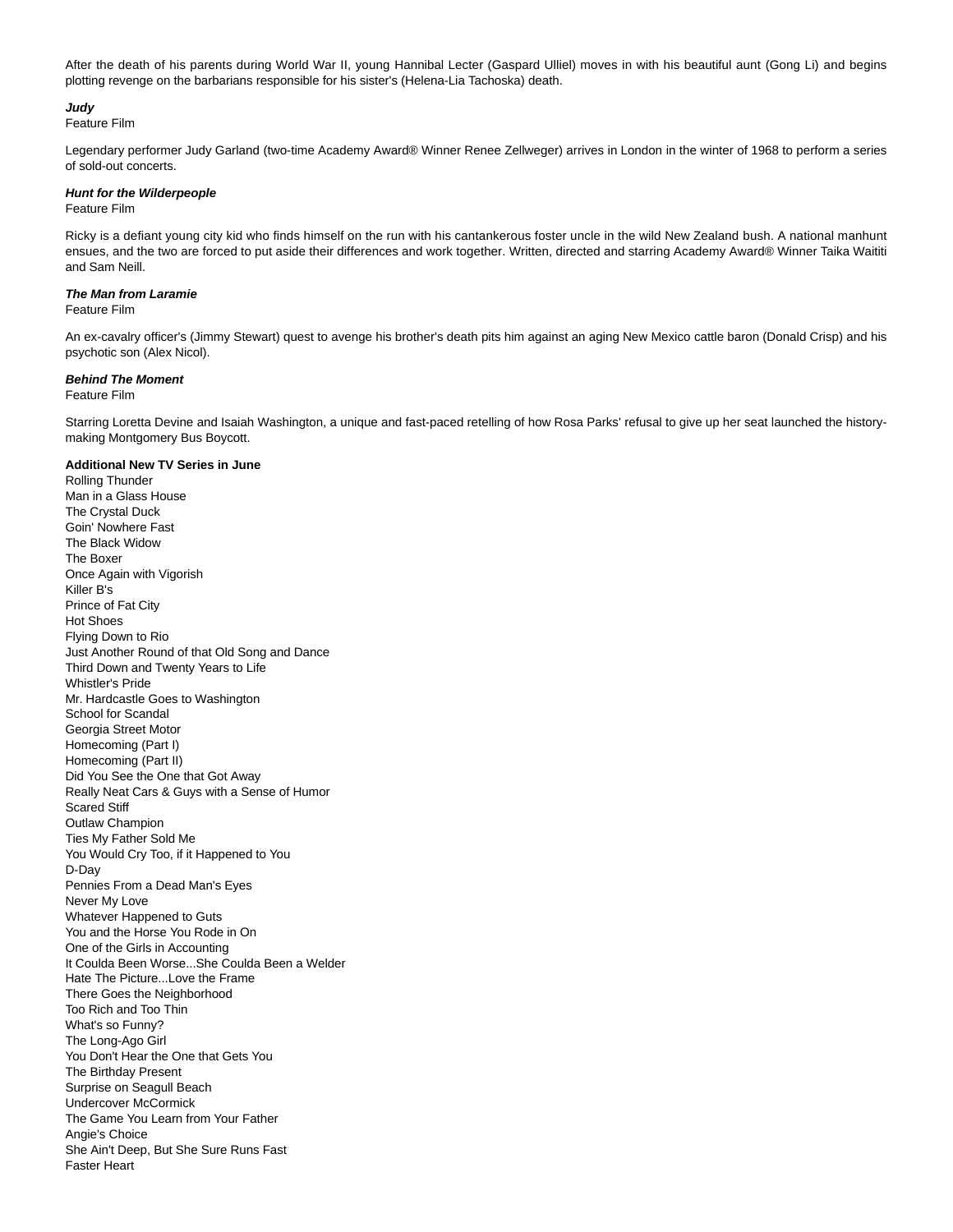After the death of his parents during World War II, young Hannibal Lecter (Gaspard Ulliel) moves in with his beautiful aunt (Gong Li) and begins plotting revenge on the barbarians responsible for his sister's (Helena-Lia Tachoska) death.

***Judy***
Feature Film

Legendary performer Judy Garland (two-time Academy Award® Winner Renee Zellweger) arrives in London in the winter of 1968 to perform a series of sold-out concerts.

***Hunt for the Wilderpeople***
Feature Film

Ricky is a defiant young city kid who finds himself on the run with his cantankerous foster uncle in the wild New Zealand bush. A national manhunt ensues, and the two are forced to put aside their differences and work together. Written, directed and starring Academy Award® Winner Taika Waititi and Sam Neill.

***The Man from Laramie***
Feature Film

An ex-cavalry officer's (Jimmy Stewart) quest to avenge his brother's death pits him against an aging New Mexico cattle baron (Donald Crisp) and his psychotic son (Alex Nicol).

***Behind The Moment***
Feature Film

Starring Loretta Devine and Isaiah Washington, a unique and fast-paced retelling of how Rosa Parks' refusal to give up her seat launched the history-making Montgomery Bus Boycott.

**Additional New TV Series in June**
Rolling Thunder
Man in a Glass House
The Crystal Duck
Goin' Nowhere Fast
The Black Widow
The Boxer
Once Again with Vigorish
Killer B's
Prince of Fat City
Hot Shoes
Flying Down to Rio
Just Another Round of that Old Song and Dance
Third Down and Twenty Years to Life
Whistler's Pride
Mr. Hardcastle Goes to Washington
School for Scandal
Georgia Street Motor
Homecoming (Part I)
Homecoming (Part II)
Did You See the One that Got Away
Really Neat Cars & Guys with a Sense of Humor
Scared Stiff
Outlaw Champion
Ties My Father Sold Me
You Would Cry Too, if it Happened to You
D-Day
Pennies From a Dead Man's Eyes
Never My Love
Whatever Happened to Guts
You and the Horse You Rode in On
One of the Girls in Accounting
It Coulda Been Worse...She Coulda Been a Welder
Hate The Picture...Love the Frame
There Goes the Neighborhood
Too Rich and Too Thin
What's so Funny?
The Long-Ago Girl
You Don't Hear the One that Gets You
The Birthday Present
Surprise on Seagull Beach
Undercover McCormick
The Game You Learn from Your Father
Angie's Choice
She Ain't Deep, But She Sure Runs Fast
Faster Heart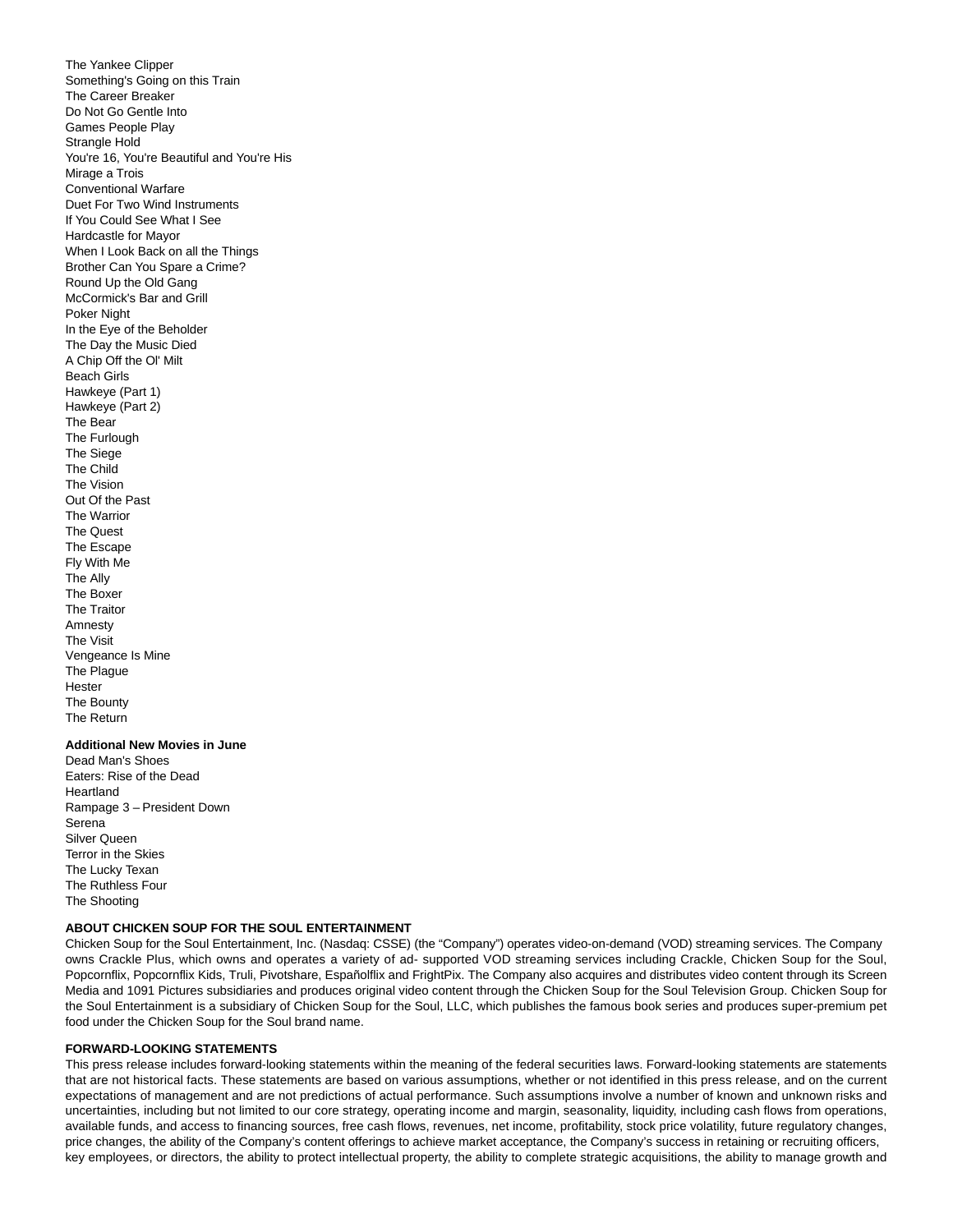The Yankee Clipper
Something's Going on this Train
The Career Breaker
Do Not Go Gentle Into
Games People Play
Strangle Hold
You're 16, You're Beautiful and You're His
Mirage a Trois
Conventional Warfare
Duet For Two Wind Instruments
If You Could See What I See
Hardcastle for Mayor
When I Look Back on all the Things
Brother Can You Spare a Crime?
Round Up the Old Gang
McCormick's Bar and Grill
Poker Night
In the Eye of the Beholder
The Day the Music Died
A Chip Off the Ol' Milt
Beach Girls
Hawkeye (Part 1)
Hawkeye (Part 2)
The Bear
The Furlough
The Siege
The Child
The Vision
Out Of the Past
The Warrior
The Quest
The Escape
Fly With Me
The Ally
The Boxer
The Traitor
Amnesty
The Visit
Vengeance Is Mine
The Plague
Hester
The Bounty
The Return

**Additional New Movies in June**

Dead Man's Shoes
Eaters: Rise of the Dead
Heartland
Rampage 3 – President Down
Serena
Silver Queen
Terror in the Skies
The Lucky Texan
The Ruthless Four
The Shooting

**ABOUT CHICKEN SOUP FOR THE SOUL ENTERTAINMENT**

Chicken Soup for the Soul Entertainment, Inc. (Nasdaq: CSSE) (the "Company") operates video-on-demand (VOD) streaming services. The Company owns Crackle Plus, which owns and operates a variety of ad- supported VOD streaming services including Crackle, Chicken Soup for the Soul, Popcornflix, Popcornflix Kids, Truli, Pivotshare, Españolflix and FrightPix. The Company also acquires and distributes video content through its Screen Media and 1091 Pictures subsidiaries and produces original video content through the Chicken Soup for the Soul Television Group. Chicken Soup for the Soul Entertainment is a subsidiary of Chicken Soup for the Soul, LLC, which publishes the famous book series and produces super-premium pet food under the Chicken Soup for the Soul brand name.

**FORWARD-LOOKING STATEMENTS**

This press release includes forward-looking statements within the meaning of the federal securities laws. Forward-looking statements are statements that are not historical facts. These statements are based on various assumptions, whether or not identified in this press release, and on the current expectations of management and are not predictions of actual performance. Such assumptions involve a number of known and unknown risks and uncertainties, including but not limited to our core strategy, operating income and margin, seasonality, liquidity, including cash flows from operations, available funds, and access to financing sources, free cash flows, revenues, net income, profitability, stock price volatility, future regulatory changes, price changes, the ability of the Company's content offerings to achieve market acceptance, the Company's success in retaining or recruiting officers, key employees, or directors, the ability to protect intellectual property, the ability to complete strategic acquisitions, the ability to manage growth and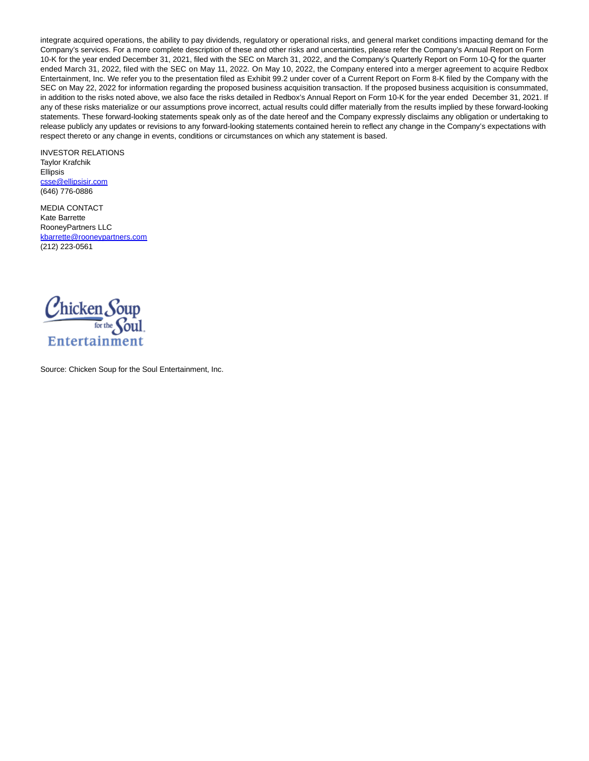integrate acquired operations, the ability to pay dividends, regulatory or operational risks, and general market conditions impacting demand for the Company's services. For a more complete description of these and other risks and uncertainties, please refer the Company's Annual Report on Form 10-K for the year ended December 31, 2021, filed with the SEC on March 31, 2022, and the Company's Quarterly Report on Form 10-Q for the quarter ended March 31, 2022, filed with the SEC on May 11, 2022. On May 10, 2022, the Company entered into a merger agreement to acquire Redbox Entertainment, Inc. We refer you to the presentation filed as Exhibit 99.2 under cover of a Current Report on Form 8-K filed by the Company with the SEC on May 22, 2022 for information regarding the proposed business acquisition transaction. If the proposed business acquisition is consummated, in addition to the risks noted above, we also face the risks detailed in Redbox's Annual Report on Form 10-K for the year ended December 31, 2021. If any of these risks materialize or our assumptions prove incorrect, actual results could differ materially from the results implied by these forward-looking statements. These forward-looking statements speak only as of the date hereof and the Company expressly disclaims any obligation or undertaking to release publicly any updates or revisions to any forward-looking statements contained herein to reflect any change in the Company's expectations with respect thereto or any change in events, conditions or circumstances on which any statement is based.

INVESTOR RELATIONS
Taylor Krafchik
Ellipsis
csse@ellipsisir.com
(646) 776-0886

MEDIA CONTACT
Kate Barrette
RooneyPartners LLC
kbarrette@rooneypartners.com
(212) 223-0561

Chicken Soup for the Soul Entertainment

Source: Chicken Soup for the Soul Entertainment, Inc.